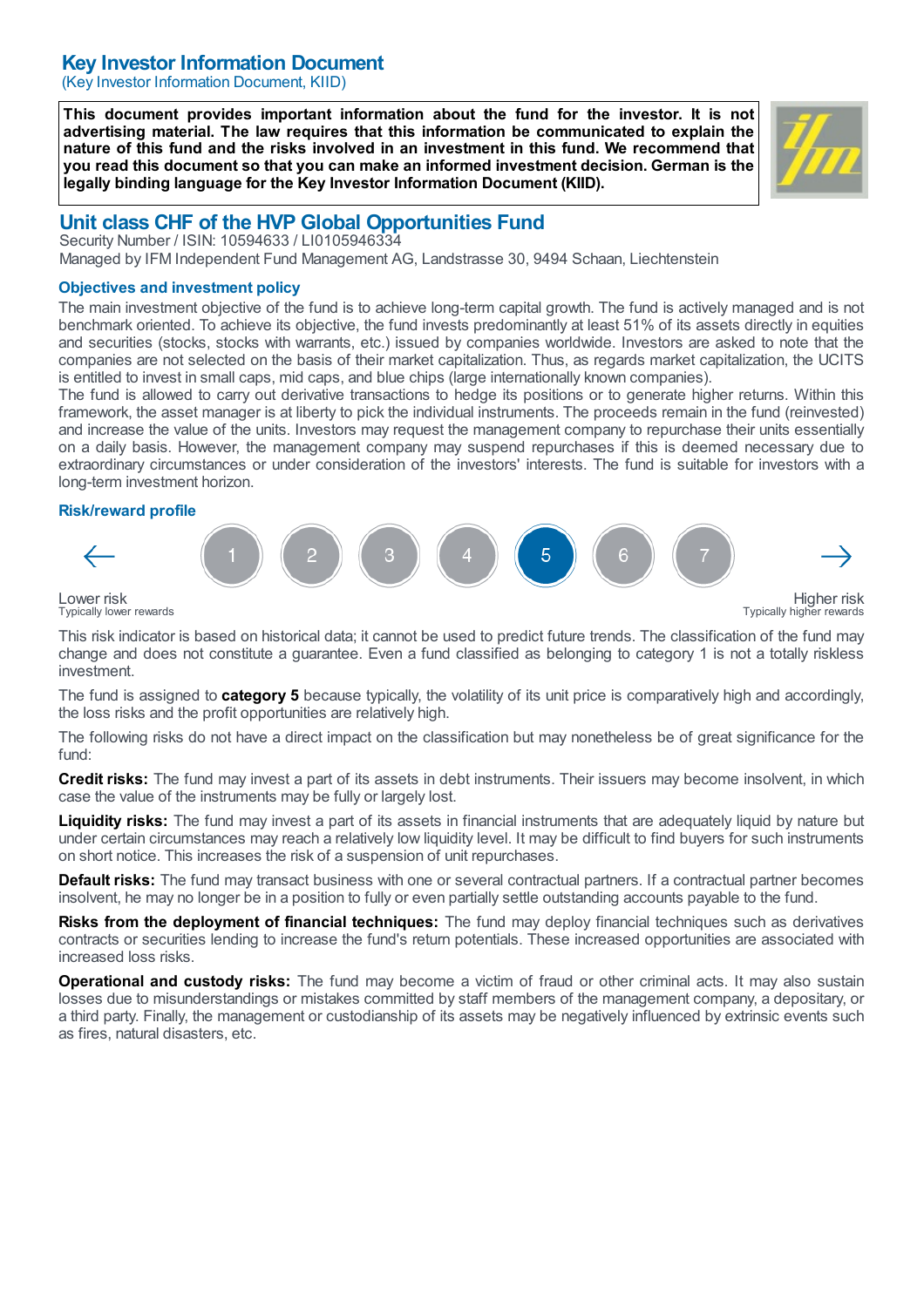# Key Investor Information Document

(Key Investor Information Document, KIID)

**This document provides important information about the fund for the investor. It is not advertising material. The law requires that this information be communicated to explain the nature of this fund and the risks involved in an investment in this fund. We recommend that you read this document so that you can make an informed investment decision. German is the legally binding language for the Key Investor Information Document (KIID).**

## Unit class CHF of the HVP Global Opportunities Fund

Security Number / ISIN: 10594633 / LI0105946334

Managed by IFM Independent Fund Management AG, Landstrasse 30, 9494 Schaan, Liechtenstein

### Objectives and investment policy

The main investment objective of the fund is to achieve long-term capital growth. The fund is actively managed and is not benchmark oriented. To achieve its objective, the fund invests predominantly at least 51% of its assets directly in equities and securities (stocks, stocks with warrants, etc.) issued by companies worldwide. Investors are asked to note that the companies are not selected on the basis of their market capitalization. Thus, as regards market capitalization, the UCITS is entitled to invest in small caps, mid caps, and blue chips (large internationally known companies).

The fund is allowed to carry out derivative transactions to hedge its positions or to generate higher returns. Within this framework, the asset manager is at liberty to pick the individual instruments. The proceeds remain in the fund (reinvested) and increase the value of the units. Investors may request the management company to repurchase their units essentially on a daily basis. However, the management company may suspend repurchases if this is deemed necessary due to extraordinary circumstances or under consideration of the investors' interests. The fund is suitable for investors with a long-term investment horizon.

### Risk/reward profile

| ← | 1 | 2 | 3 | 4 | **5** | 6 | 7 | → |
|---|---|---|---|---|---|---|---|---|

Lower risk
Typically lower rewards

Higher risk
Typically higher rewards

This risk indicator is based on historical data; it cannot be used to predict future trends. The classification of the fund may change and does not constitute a guarantee. Even a fund classified as belonging to category 1 is not a totally riskless investment.

The fund is assigned to **category 5** because typically, the volatility of its unit price is comparatively high and accordingly, the loss risks and the profit opportunities are relatively high.

The following risks do not have a direct impact on the classification but may nonetheless be of great significance for the fund:

**Credit risks:** The fund may invest a part of its assets in debt instruments. Their issuers may become insolvent, in which case the value of the instruments may be fully or largely lost.

**Liquidity risks:** The fund may invest a part of its assets in financial instruments that are adequately liquid by nature but under certain circumstances may reach a relatively low liquidity level. It may be difficult to find buyers for such instruments on short notice. This increases the risk of a suspension of unit repurchases.

**Default risks:** The fund may transact business with one or several contractual partners. If a contractual partner becomes insolvent, he may no longer be in a position to fully or even partially settle outstanding accounts payable to the fund.

**Risks from the deployment of financial techniques:** The fund may deploy financial techniques such as derivatives contracts or securities lending to increase the fund's return potentials. These increased opportunities are associated with increased loss risks.

**Operational and custody risks:** The fund may become a victim of fraud or other criminal acts. It may also sustain losses due to misunderstandings or mistakes committed by staff members of the management company, a depositary, or a third party. Finally, the management or custodianship of its assets may be negatively influenced by extrinsic events such as fires, natural disasters, etc.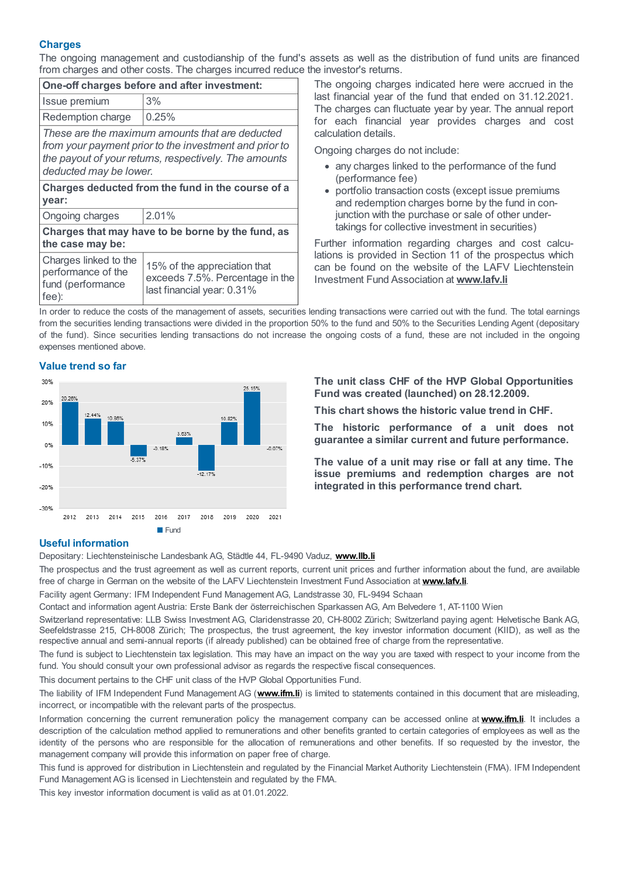## Charges

The ongoing management and custodianship of the fund's assets as well as the distribution of fund units are financed from charges and other costs. The charges incurred reduce the investor's returns.

| **One-off charges before and after investment:** | |
|---|---|
| Issue premium | 3% |
| Redemption charge | 0.25% |
| *These are the maximum amounts that are deducted from your payment prior to the investment and prior to the payout of your returns, respectively. The amounts deducted may be lower.* | |
| **Charges deducted from the fund in the course of a year:** | |
| Ongoing charges | 2.01% |
| **Charges that may have to be borne by the fund, as the case may be:** | |
| Charges linked to the performance of the fund (performance fee): | 15% of the appreciation that exceeds 7.5%. Percentage in the last financial year: 0.31% |

The ongoing charges indicated here were accrued in the last financial year of the fund that ended on 31.12.2021. The charges can fluctuate year by year. The annual report for each financial year provides charges and cost calculation details.

Ongoing charges do not include:

- any charges linked to the performance of the fund (performance fee)
- portfolio transaction costs (except issue premiums and redemption charges borne by the fund in conjunction with the purchase or sale of other undertakings for collective investment in securities)

Further information regarding charges and cost calculations is provided in Section 11 of the prospectus which can be found on the website of the LAFV Liechtenstein Investment Fund Association at **www.lafv.li**

In order to reduce the costs of the management of assets, securities lending transactions were carried out with the fund. The total earnings from the securities lending transactions were divided in the proportion 50% to the fund and 50% to the Securities Lending Agent (depositary of the fund). Since securities lending transactions do not increase the ongoing costs of a fund, these are not included in the ongoing expenses mentioned above.

## Value trend so far

30%
20%
10%
0%
-10%
-20%
-30%

20.26%
12.44%
10.86%
-5.37%
-0.18%
3.63%
-12.17%
10.82%
25.15%
-0.07%

2012 2013 2014 2015 2016 2017 2018 2019 2020 2021

Fund

**The unit class CHF of the HVP Global Opportunities Fund was created (launched) on 28.12.2009.**

**This chart shows the historic value trend in CHF.**

**The historic performance of a unit does not guarantee a similar current and future performance.**

**The value of a unit may rise or fall at any time. The issue premiums and redemption charges are not integrated in this performance trend chart.**

## Useful information

Depositary: Liechtensteinische Landesbank AG, Städtle 44, FL-9490 Vaduz, **www.llb.li**

The prospectus and the trust agreement as well as current reports, current unit prices and further information about the fund, are available free of charge in German on the website of the LAFV Liechtenstein Investment Fund Association at **www.lafv.li**.

Facility agent Germany: IFM Independent Fund Management AG, Landstrasse 30, FL-9494 Schaan

Contact and information agent Austria: Erste Bank der österreichischen Sparkassen AG, Am Belvedere 1, AT-1100 Wien

Switzerland representative: LLB Swiss Investment AG, Claridenstrasse 20, CH-8002 Zürich; Switzerland paying agent: Helvetische Bank AG, Seefeldstrasse 215, CH-8008 Zürich; The prospectus, the trust agreement, the key investor information document (KIID), as well as the respective annual and semi-annual reports (if already published) can be obtained free of charge from the representative.

The fund is subject to Liechtenstein tax legislation. This may have an impact on the way you are taxed with respect to your income from the fund. You should consult your own professional advisor as regards the respective fiscal consequences.

This document pertains to the CHF unit class of the HVP Global Opportunities Fund.

The liability of IFM Independent Fund Management AG (**www.ifm.li**) is limited to statements contained in this document that are misleading, incorrect, or incompatible with the relevant parts of the prospectus.

Information concerning the current remuneration policy the management company can be accessed online at **www.ifm.li**. It includes a description of the calculation method applied to remunerations and other benefits granted to certain categories of employees as well as the identity of the persons who are responsible for the allocation of remunerations and other benefits. If so requested by the investor, the management company will provide this information on paper free of charge.

This fund is approved for distribution in Liechtenstein and regulated by the Financial Market Authority Liechtenstein (FMA). IFM Independent Fund Management AG is licensed in Liechtenstein and regulated by the FMA.

This key investor information document is valid as at 01.01.2022.